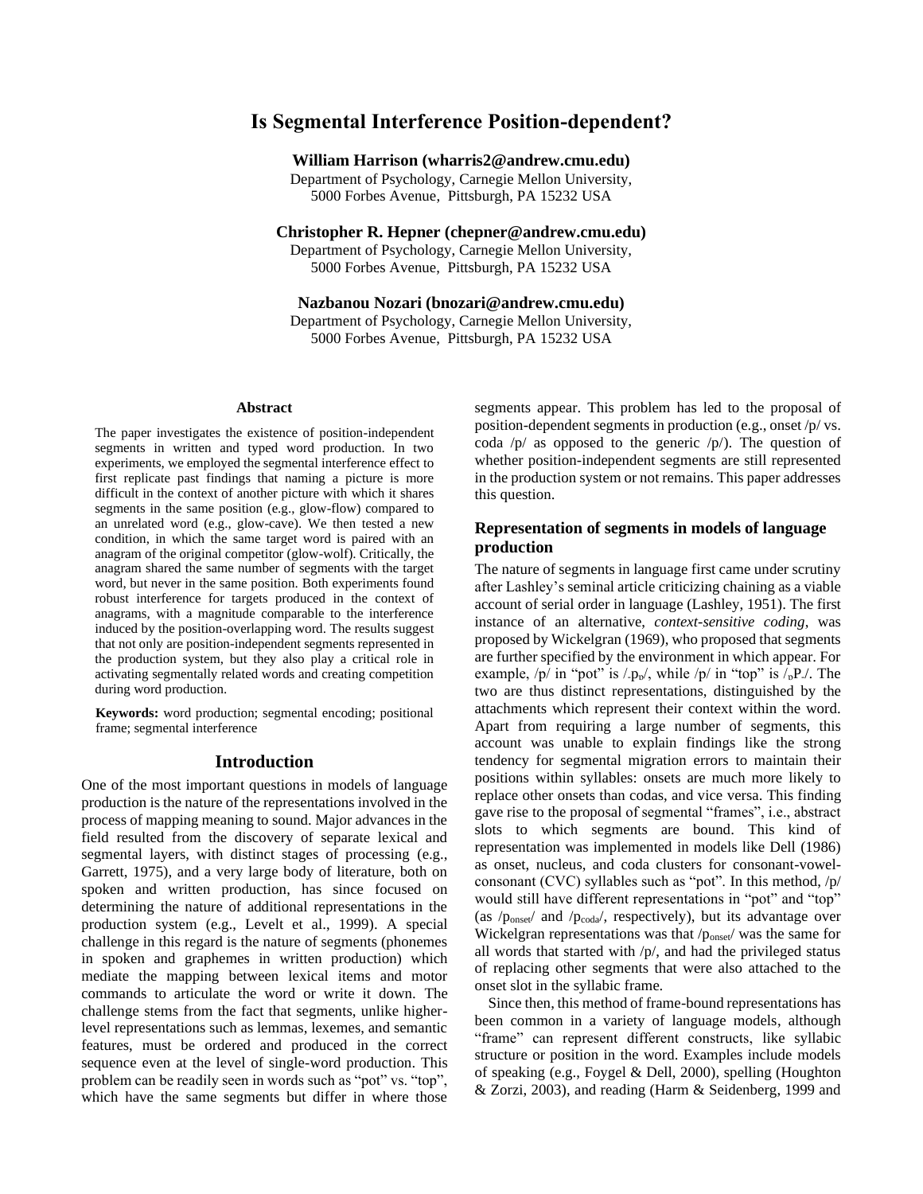# Is Segmental Interference Position-dependent?

**William Harrison (wharris2@andrew.cmu.edu)**
Department of Psychology, Carnegie Mellon University,
5000 Forbes Avenue, Pittsburgh, PA 15232 USA

**Christopher R. Hepner (chepner@andrew.cmu.edu)**
Department of Psychology, Carnegie Mellon University,
5000 Forbes Avenue, Pittsburgh, PA 15232 USA

**Nazbanou Nozari (bnozari@andrew.cmu.edu)**
Department of Psychology, Carnegie Mellon University,
5000 Forbes Avenue, Pittsburgh, PA 15232 USA

## Abstract

The paper investigates the existence of position-independent segments in written and typed word production. In two experiments, we employed the segmental interference effect to first replicate past findings that naming a picture is more difficult in the context of another picture with which it shares segments in the same position (e.g., glow-flow) compared to an unrelated word (e.g., glow-cave). We then tested a new condition, in which the same target word is paired with an anagram of the original competitor (glow-wolf). Critically, the anagram shared the same number of segments with the target word, but never in the same position. Both experiments found robust interference for targets produced in the context of anagrams, with a magnitude comparable to the interference induced by the position-overlapping word. The results suggest that not only are position-independent segments represented in the production system, but they also play a critical role in activating segmentally related words and creating competition during word production.

**Keywords:** word production; segmental encoding; positional frame; segmental interference

## Introduction

One of the most important questions in models of language production is the nature of the representations involved in the process of mapping meaning to sound. Major advances in the field resulted from the discovery of separate lexical and segmental layers, with distinct stages of processing (e.g., Garrett, 1975), and a very large body of literature, both on spoken and written production, has since focused on determining the nature of additional representations in the production system (e.g., Levelt et al., 1999). A special challenge in this regard is the nature of segments (phonemes in spoken and graphemes in written production) which mediate the mapping between lexical items and motor commands to articulate the word or write it down. The challenge stems from the fact that segments, unlike higher-level representations such as lemmas, lexemes, and semantic features, must be ordered and produced in the correct sequence even at the level of single-word production. This problem can be readily seen in words such as "pot" vs. "top", which have the same segments but differ in where those segments appear. This problem has led to the proposal of position-dependent segments in production (e.g., onset /p/ vs. coda /p/ as opposed to the generic /p/). The question of whether position-independent segments are still represented in the production system or not remains. This paper addresses this question.

### Representation of segments in models of language production

The nature of segments in language first came under scrutiny after Lashley's seminal article criticizing chaining as a viable account of serial order in language (Lashley, 1951). The first instance of an alternative, *context-sensitive coding*, was proposed by Wickelgran (1969), who proposed that segments are further specified by the environment in which appear. For example, /p/ in "pot" is $/_{\#}p_{o}/$, while /p/ in "top" is $/_{o}p_{\#}/$. The two are thus distinct representations, distinguished by the attachments which represent their context within the word. Apart from requiring a large number of segments, this account was unable to explain findings like the strong tendency for segmental migration errors to maintain their positions within syllables: onsets are much more likely to replace other onsets than codas, and vice versa. This finding gave rise to the proposal of segmental "frames", i.e., abstract slots to which segments are bound. This kind of representation was implemented in models like Dell (1986) as onset, nucleus, and coda clusters for consonant-vowel-consonant (CVC) syllables such as "pot". In this method, /p/ would still have different representations in "pot" and "top" (as $/p_{onset}/$ and $/p_{coda}/$, respectively), but its advantage over Wickelgran representations was that $/p_{onset}/$ was the same for all words that started with /p/, and had the privileged status of replacing other segments that were also attached to the onset slot in the syllabic frame.

Since then, this method of frame-bound representations has been common in a variety of language models, although "frame" can represent different constructs, like syllabic structure or position in the word. Examples include models of speaking (e.g., Foygel & Dell, 2000), spelling (Houghton & Zorzi, 2003), and reading (Harm & Seidenberg, 1999 and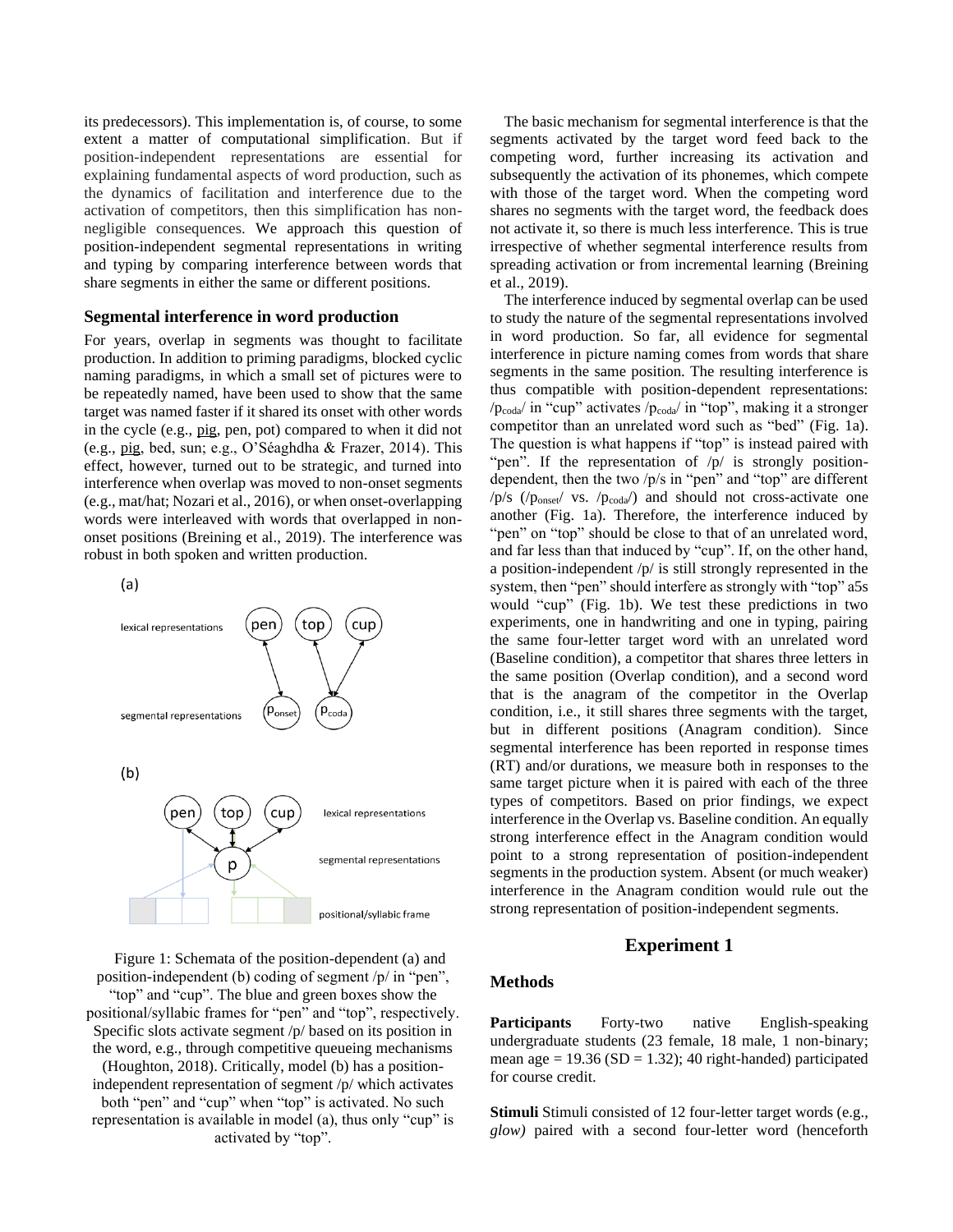its predecessors). This implementation is, of course, to some extent a matter of computational simplification. But if position-independent representations are essential for explaining fundamental aspects of word production, such as the dynamics of facilitation and interference due to the activation of competitors, then this simplification has non-negligible consequences. We approach this question of position-independent segmental representations in writing and typing by comparing interference between words that share segments in either the same or different positions.

### Segmental interference in word production

For years, overlap in segments was thought to facilitate production. In addition to priming paradigms, blocked cyclic naming paradigms, in which a small set of pictures were to be repeatedly named, have been used to show that the same target was named faster if it shared its onset with other words in the cycle (e.g., pig, pen, pot) compared to when it did not (e.g., pig, bed, sun; e.g., O'Séaghdha & Frazer, 2014). This effect, however, turned out to be strategic, and turned into interference when overlap was moved to non-onset segments (e.g., mat/hat; Nozari et al., 2016), or when onset-overlapping words were interleaved with words that overlapped in non-onset positions (Breining et al., 2019). The interference was robust in both spoken and written production.

(a)

lexical representations — pen, top, cup

segmental representations — $p_{onset}$, $p_{coda}$

(b)

lexical representations — pen, top, cup

segmental representations — p

positional/syllabic frame

Figure 1: Schemata of the position-dependent (a) and position-independent (b) coding of segment /p/ in "pen", "top" and "cup". The blue and green boxes show the positional/syllabic frames for "pen" and "top", respectively. Specific slots activate segment /p/ based on its position in the word, e.g., through competitive queueing mechanisms (Houghton, 2018). Critically, model (b) has a position-independent representation of segment /p/ which activates both "pen" and "cup" when "top" is activated. No such representation is available in model (a), thus only "cup" is activated by "top".

The basic mechanism for segmental interference is that the segments activated by the target word feed back to the competing word, further increasing its activation and subsequently the activation of its phonemes, which compete with those of the target word. When the competing word shares no segments with the target word, the feedback does not activate it, so there is much less interference. This is true irrespective of whether segmental interference results from spreading activation or from incremental learning (Breining et al., 2019).

The interference induced by segmental overlap can be used to study the nature of the segmental representations involved in word production. So far, all evidence for segmental interference in picture naming comes from words that share segments in the same position. The resulting interference is thus compatible with position-dependent representations: /$p_{coda}$/ in "cup" activates /$p_{coda}$/ in "top", making it a stronger competitor than an unrelated word such as "bed" (Fig. 1a). The question is what happens if "top" is instead paired with "pen". If the representation of /p/ is strongly position-dependent, then the two /p/s in "pen" and "top" are different /p/s (/$p_{onset}$/ vs. /$p_{coda}$/) and should not cross-activate one another (Fig. 1a). Therefore, the interference induced by "pen" on "top" should be close to that of an unrelated word, and far less than that induced by "cup". If, on the other hand, a position-independent /p/ is still strongly represented in the system, then "pen" should interfere as strongly with "top" a5s would "cup" (Fig. 1b). We test these predictions in two experiments, one in handwriting and one in typing, pairing the same four-letter target word with an unrelated word (Baseline condition), a competitor that shares three letters in the same position (Overlap condition), and a second word that is the anagram of the competitor in the Overlap condition, i.e., it still shares three segments with the target, but in different positions (Anagram condition). Since segmental interference has been reported in response times (RT) and/or durations, we measure both in responses to the same target picture when it is paired with each of the three types of competitors. Based on prior findings, we expect interference in the Overlap vs. Baseline condition. An equally strong interference effect in the Anagram condition would point to a strong representation of position-independent segments in the production system. Absent (or much weaker) interference in the Anagram condition would rule out the strong representation of position-independent segments.

## Experiment 1

### Methods

**Participants** Forty-two native English-speaking undergraduate students (23 female, 18 male, 1 non-binary; mean age = 19.36 (SD = 1.32); 40 right-handed) participated for course credit.

**Stimuli** Stimuli consisted of 12 four-letter target words (e.g., *glow)* paired with a second four-letter word (henceforth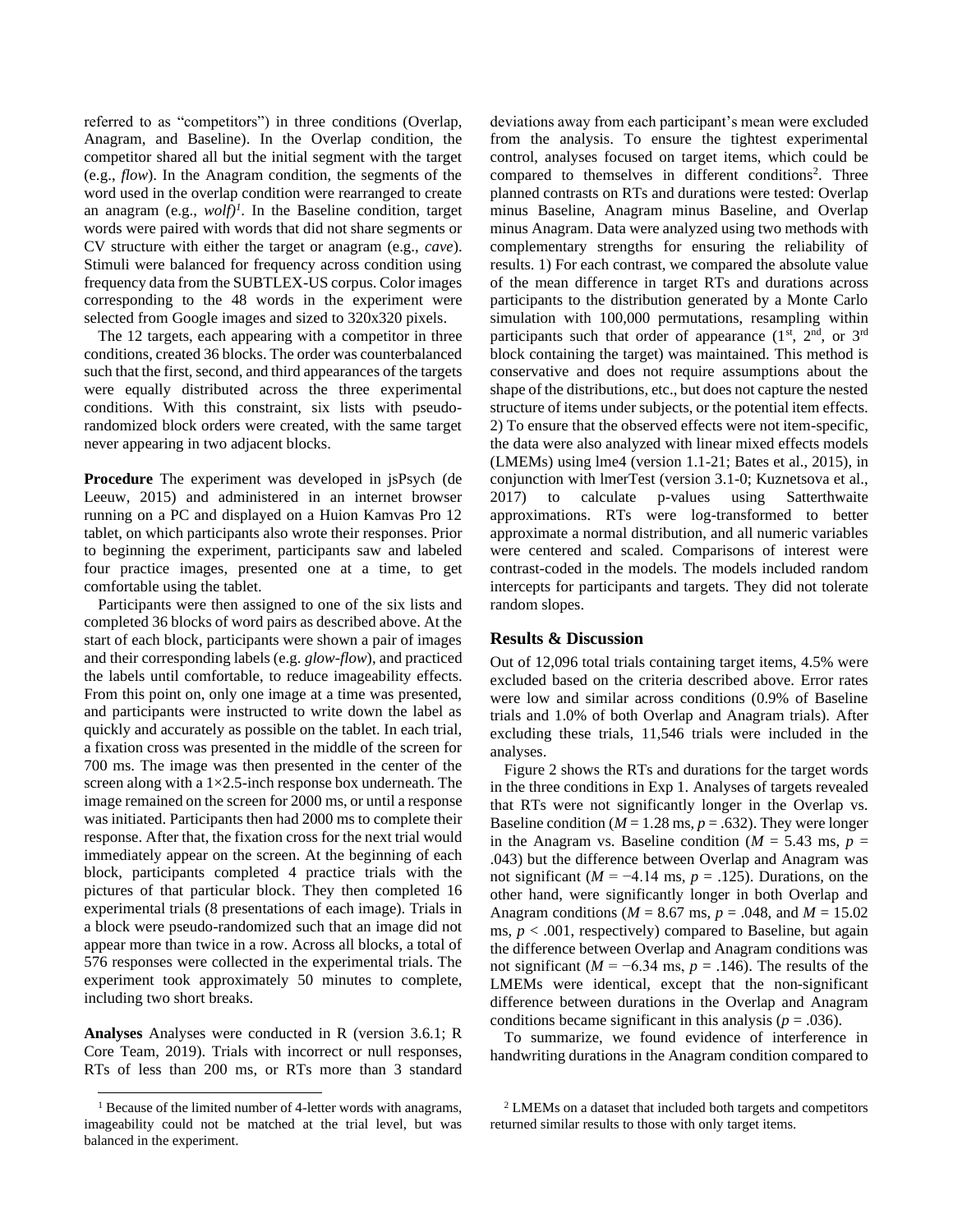referred to as "competitors") in three conditions (Overlap, Anagram, and Baseline). In the Overlap condition, the competitor shared all but the initial segment with the target (e.g., *flow*). In the Anagram condition, the segments of the word used in the overlap condition were rearranged to create an anagram (e.g., *wolf*)[1]. In the Baseline condition, target words were paired with words that did not share segments or CV structure with either the target or anagram (e.g., *cave*). Stimuli were balanced for frequency across condition using frequency data from the SUBTLEX-US corpus. Color images corresponding to the 48 words in the experiment were selected from Google images and sized to 320x320 pixels.

The 12 targets, each appearing with a competitor in three conditions, created 36 blocks. The order was counterbalanced such that the first, second, and third appearances of the targets were equally distributed across the three experimental conditions. With this constraint, six lists with pseudo-randomized block orders were created, with the same target never appearing in two adjacent blocks.

**Procedure** The experiment was developed in jsPsych (de Leeuw, 2015) and administered in an internet browser running on a PC and displayed on a Huion Kamvas Pro 12 tablet, on which participants also wrote their responses. Prior to beginning the experiment, participants saw and labeled four practice images, presented one at a time, to get comfortable using the tablet.

Participants were then assigned to one of the six lists and completed 36 blocks of word pairs as described above. At the start of each block, participants were shown a pair of images and their corresponding labels (e.g. *glow-flow*), and practiced the labels until comfortable, to reduce imageability effects. From this point on, only one image at a time was presented, and participants were instructed to write down the label as quickly and accurately as possible on the tablet. In each trial, a fixation cross was presented in the middle of the screen for 700 ms. The image was then presented in the center of the screen along with a 1×2.5-inch response box underneath. The image remained on the screen for 2000 ms, or until a response was initiated. Participants then had 2000 ms to complete their response. After that, the fixation cross for the next trial would immediately appear on the screen. At the beginning of each block, participants completed 4 practice trials with the pictures of that particular block. They then completed 16 experimental trials (8 presentations of each image). Trials in a block were pseudo-randomized such that an image did not appear more than twice in a row. Across all blocks, a total of 576 responses were collected in the experimental trials. The experiment took approximately 50 minutes to complete, including two short breaks.

**Analyses** Analyses were conducted in R (version 3.6.1; R Core Team, 2019). Trials with incorrect or null responses, RTs of less than 200 ms, or RTs more than 3 standard deviations away from each participant's mean were excluded from the analysis. To ensure the tightest experimental control, analyses focused on target items, which could be compared to themselves in different conditions[2]. Three planned contrasts on RTs and durations were tested: Overlap minus Baseline, Anagram minus Baseline, and Overlap minus Anagram. Data were analyzed using two methods with complementary strengths for ensuring the reliability of results. 1) For each contrast, we compared the absolute value of the mean difference in target RTs and durations across participants to the distribution generated by a Monte Carlo simulation with 100,000 permutations, resampling within participants such that order of appearance (1st, 2nd, or 3rd block containing the target) was maintained. This method is conservative and does not require assumptions about the shape of the distributions, etc., but does not capture the nested structure of items under subjects, or the potential item effects. 2) To ensure that the observed effects were not item-specific, the data were also analyzed with linear mixed effects models (LMEMs) using lme4 (version 1.1-21; Bates et al., 2015), in conjunction with lmerTest (version 3.1-0; Kuznetsova et al., 2017) to calculate p-values using Satterthwaite approximations. RTs were log-transformed to better approximate a normal distribution, and all numeric variables were centered and scaled. Comparisons of interest were contrast-coded in the models. The models included random intercepts for participants and targets. They did not tolerate random slopes.

## Results & Discussion

Out of 12,096 total trials containing target items, 4.5% were excluded based on the criteria described above. Error rates were low and similar across conditions (0.9% of Baseline trials and 1.0% of both Overlap and Anagram trials). After excluding these trials, 11,546 trials were included in the analyses.

Figure 2 shows the RTs and durations for the target words in the three conditions in Exp 1. Analyses of targets revealed that RTs were not significantly longer in the Overlap vs. Baseline condition ($M = 1.28$ ms, $p = .632$). They were longer in the Anagram vs. Baseline condition ($M = 5.43$ ms, $p = .043$) but the difference between Overlap and Anagram was not significant ($M = -4.14$ ms, $p = .125$). Durations, on the other hand, were significantly longer in both Overlap and Anagram conditions ($M = 8.67$ ms, $p = .048$, and $M = 15.02$ ms, $p < .001$, respectively) compared to Baseline, but again the difference between Overlap and Anagram conditions was not significant ($M = -6.34$ ms, $p = .146$). The results of the LMEMs were identical, except that the non-significant difference between durations in the Overlap and Anagram conditions became significant in this analysis ($p = .036$).

To summarize, we found evidence of interference in handwriting durations in the Anagram condition compared to

[1] Because of the limited number of 4-letter words with anagrams, imageability could not be matched at the trial level, but was balanced in the experiment.

[2] LMEMs on a dataset that included both targets and competitors returned similar results to those with only target items.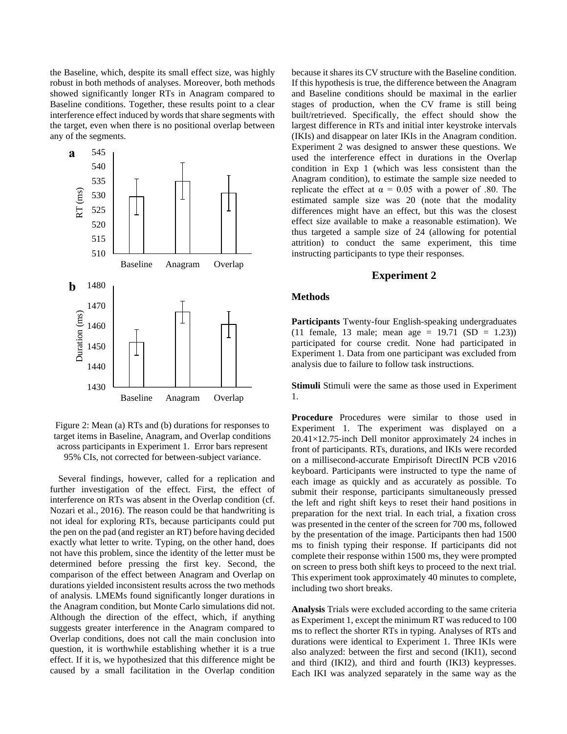the Baseline, which, despite its small effect size, was highly robust in both methods of analyses. Moreover, both methods showed significantly longer RTs in Anagram compared to Baseline conditions. Together, these results point to a clear interference effect induced by words that share segments with the target, even when there is no positional overlap between any of the segments.

Figure 2: Mean (a) RTs and (b) durations for responses to target items in Baseline, Anagram, and Overlap conditions across participants in Experiment 1. Error bars represent 95% CIs, not corrected for between-subject variance.

Several findings, however, called for a replication and further investigation of the effect. First, the effect of interference on RTs was absent in the Overlap condition (cf. Nozari et al., 2016). The reason could be that handwriting is not ideal for exploring RTs, because participants could put the pen on the pad (and register an RT) before having decided exactly what letter to write. Typing, on the other hand, does not have this problem, since the identity of the letter must be determined before pressing the first key. Second, the comparison of the effect between Anagram and Overlap on durations yielded inconsistent results across the two methods of analysis. LMEMs found significantly longer durations in the Anagram condition, but Monte Carlo simulations did not. Although the direction of the effect, which, if anything suggests greater interference in the Anagram compared to Overlap conditions, does not call the main conclusion into question, it is worthwhile establishing whether it is a true effect. If it is, we hypothesized that this difference might be caused by a small facilitation in the Overlap condition because it shares its CV structure with the Baseline condition. If this hypothesis is true, the difference between the Anagram and Baseline conditions should be maximal in the earlier stages of production, when the CV frame is still being built/retrieved. Specifically, the effect should show the largest difference in RTs and initial inter keystroke intervals (IKIs) and disappear on later IKIs in the Anagram condition. Experiment 2 was designed to answer these questions. We used the interference effect in durations in the Overlap condition in Exp 1 (which was less consistent than the Anagram condition), to estimate the sample size needed to replicate the effect at $\alpha = 0.05$ with a power of .80. The estimated sample size was 20 (note that the modality differences might have an effect, but this was the closest effect size available to make a reasonable estimation). We thus targeted a sample size of 24 (allowing for potential attrition) to conduct the same experiment, this time instructing participants to type their responses.

## Experiment 2

### Methods

**Participants** Twenty-four English-speaking undergraduates (11 female, 13 male; mean age = 19.71 (SD = 1.23)) participated for course credit. None had participated in Experiment 1. Data from one participant was excluded from analysis due to failure to follow task instructions.

**Stimuli** Stimuli were the same as those used in Experiment 1.

**Procedure** Procedures were similar to those used in Experiment 1. The experiment was displayed on a 20.41×12.75-inch Dell monitor approximately 24 inches in front of participants. RTs, durations, and IKIs were recorded on a millisecond-accurate Empirisoft DirectIN PCB v2016 keyboard. Participants were instructed to type the name of each image as quickly and as accurately as possible. To submit their response, participants simultaneously pressed the left and right shift keys to reset their hand positions in preparation for the next trial. In each trial, a fixation cross was presented in the center of the screen for 700 ms, followed by the presentation of the image. Participants then had 1500 ms to finish typing their response. If participants did not complete their response within 1500 ms, they were prompted on screen to press both shift keys to proceed to the next trial. This experiment took approximately 40 minutes to complete, including two short breaks.

**Analysis** Trials were excluded according to the same criteria as Experiment 1, except the minimum RT was reduced to 100 ms to reflect the shorter RTs in typing. Analyses of RTs and durations were identical to Experiment 1. Three IKIs were also analyzed: between the first and second (IKI1), second and third (IKI2), and third and fourth (IKI3) keypresses. Each IKI was analyzed separately in the same way as the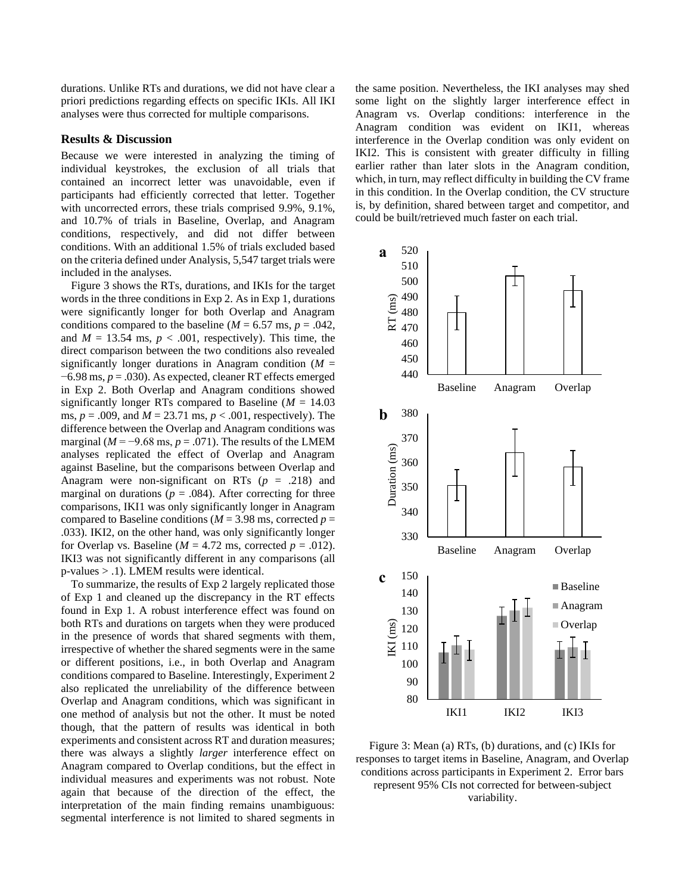durations. Unlike RTs and durations, we did not have clear a priori predictions regarding effects on specific IKIs. All IKI analyses were thus corrected for multiple comparisons.

### Results & Discussion

Because we were interested in analyzing the timing of individual keystrokes, the exclusion of all trials that contained an incorrect letter was unavoidable, even if participants had efficiently corrected that letter. Together with uncorrected errors, these trials comprised 9.9%, 9.1%, and 10.7% of trials in Baseline, Overlap, and Anagram conditions, respectively, and did not differ between conditions. With an additional 1.5% of trials excluded based on the criteria defined under Analysis, 5,547 target trials were included in the analyses.

Figure 3 shows the RTs, durations, and IKIs for the target words in the three conditions in Exp 2. As in Exp 1, durations were significantly longer for both Overlap and Anagram conditions compared to the baseline ($M$ = 6.57 ms, $p$ = .042, and $M$ = 13.54 ms, $p$ < .001, respectively). This time, the direct comparison between the two conditions also revealed significantly longer durations in Anagram condition ($M$ = −6.98 ms, $p$ = .030). As expected, cleaner RT effects emerged in Exp 2. Both Overlap and Anagram conditions showed significantly longer RTs compared to Baseline ($M$ = 14.03 ms, $p$ = .009, and $M$ = 23.71 ms, $p$ < .001, respectively). The difference between the Overlap and Anagram conditions was marginal ($M$ = −9.68 ms, $p$ = .071). The results of the LMEM analyses replicated the effect of Overlap and Anagram against Baseline, but the comparisons between Overlap and Anagram were non-significant on RTs ($p$ = .218) and marginal on durations ($p$ = .084). After correcting for three comparisons, IKI1 was only significantly longer in Anagram compared to Baseline conditions ($M$ = 3.98 ms, corrected $p$ = .033). IKI2, on the other hand, was only significantly longer for Overlap vs. Baseline ($M$ = 4.72 ms, corrected $p$ = .012). IKI3 was not significantly different in any comparisons (all p-values > .1). LMEM results were identical.

To summarize, the results of Exp 2 largely replicated those of Exp 1 and cleaned up the discrepancy in the RT effects found in Exp 1. A robust interference effect was found on both RTs and durations on targets when they were produced in the presence of words that shared segments with them, irrespective of whether the shared segments were in the same or different positions, i.e., in both Overlap and Anagram conditions compared to Baseline. Interestingly, Experiment 2 also replicated the unreliability of the difference between Overlap and Anagram conditions, which was significant in one method of analysis but not the other. It must be noted though, that the pattern of results was identical in both experiments and consistent across RT and duration measures; there was always a slightly *larger* interference effect on Anagram compared to Overlap conditions, but the effect in individual measures and experiments was not robust. Note again that because of the direction of the effect, the interpretation of the main finding remains unambiguous: segmental interference is not limited to shared segments in the same position. Nevertheless, the IKI analyses may shed some light on the slightly larger interference effect in Anagram vs. Overlap conditions: interference in the Anagram condition was evident on IKI1, whereas interference in the Overlap condition was only evident on IKI2. This is consistent with greater difficulty in filling earlier rather than later slots in the Anagram condition, which, in turn, may reflect difficulty in building the CV frame in this condition. In the Overlap condition, the CV structure is, by definition, shared between target and competitor, and could be built/retrieved much faster on each trial.

Figure 3: Mean (a) RTs, (b) durations, and (c) IKIs for responses to target items in Baseline, Anagram, and Overlap conditions across participants in Experiment 2. Error bars represent 95% CIs not corrected for between-subject variability.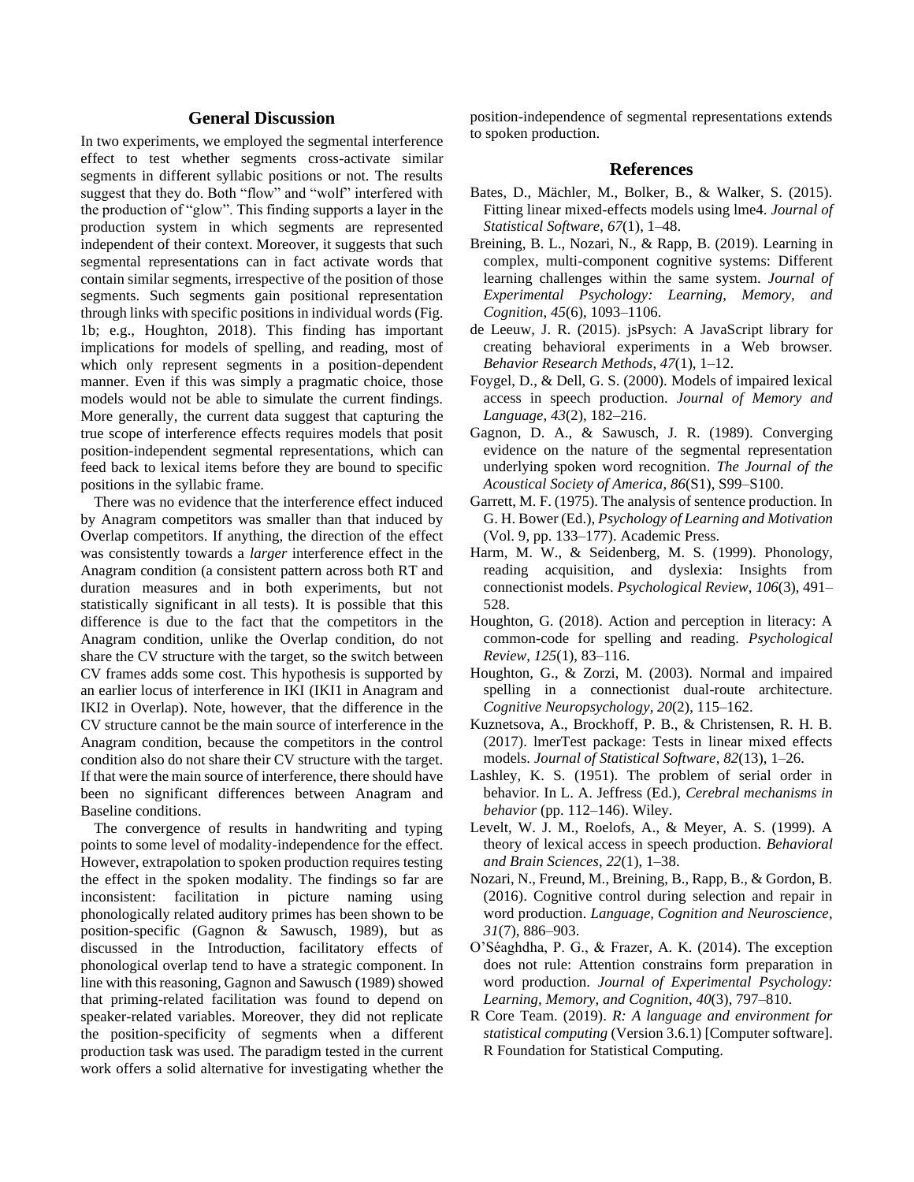## General Discussion

In two experiments, we employed the segmental interference effect to test whether segments cross-activate similar segments in different syllabic positions or not. The results suggest that they do. Both "flow" and "wolf" interfered with the production of "glow". This finding supports a layer in the production system in which segments are represented independent of their context. Moreover, it suggests that such segmental representations can in fact activate words that contain similar segments, irrespective of the position of those segments. Such segments gain positional representation through links with specific positions in individual words (Fig. 1b; e.g., Houghton, 2018). This finding has important implications for models of spelling, and reading, most of which only represent segments in a position-dependent manner. Even if this was simply a pragmatic choice, those models would not be able to simulate the current findings. More generally, the current data suggest that capturing the true scope of interference effects requires models that posit position-independent segmental representations, which can feed back to lexical items before they are bound to specific positions in the syllabic frame.

There was no evidence that the interference effect induced by Anagram competitors was smaller than that induced by Overlap competitors. If anything, the direction of the effect was consistently towards a *larger* interference effect in the Anagram condition (a consistent pattern across both RT and duration measures and in both experiments, but not statistically significant in all tests). It is possible that this difference is due to the fact that the competitors in the Anagram condition, unlike the Overlap condition, do not share the CV structure with the target, so the switch between CV frames adds some cost. This hypothesis is supported by an earlier locus of interference in IKI (IKI1 in Anagram and IKI2 in Overlap). Note, however, that the difference in the CV structure cannot be the main source of interference in the Anagram condition, because the competitors in the control condition also do not share their CV structure with the target. If that were the main source of interference, there should have been no significant differences between Anagram and Baseline conditions.

The convergence of results in handwriting and typing points to some level of modality-independence for the effect. However, extrapolation to spoken production requires testing the effect in the spoken modality. The findings so far are inconsistent: facilitation in picture naming using phonologically related auditory primes has been shown to be position-specific (Gagnon & Sawusch, 1989), but as discussed in the Introduction, facilitatory effects of phonological overlap tend to have a strategic component. In line with this reasoning, Gagnon and Sawusch (1989) showed that priming-related facilitation was found to depend on speaker-related variables. Moreover, they did not replicate the position-specificity of segments when a different production task was used. The paradigm tested in the current work offers a solid alternative for investigating whether the position-independence of segmental representations extends to spoken production.

## References

Bates, D., Mächler, M., Bolker, B., & Walker, S. (2015). Fitting linear mixed-effects models using lme4. *Journal of Statistical Software*, *67*(1), 1–48.

Breining, B. L., Nozari, N., & Rapp, B. (2019). Learning in complex, multi-component cognitive systems: Different learning challenges within the same system. *Journal of Experimental Psychology: Learning, Memory, and Cognition*, *45*(6), 1093–1106.

de Leeuw, J. R. (2015). jsPsych: A JavaScript library for creating behavioral experiments in a Web browser. *Behavior Research Methods*, *47*(1), 1–12.

Foygel, D., & Dell, G. S. (2000). Models of impaired lexical access in speech production. *Journal of Memory and Language*, *43*(2), 182–216.

Gagnon, D. A., & Sawusch, J. R. (1989). Converging evidence on the nature of the segmental representation underlying spoken word recognition. *The Journal of the Acoustical Society of America*, *86*(S1), S99–S100.

Garrett, M. F. (1975). The analysis of sentence production. In G. H. Bower (Ed.), *Psychology of Learning and Motivation* (Vol. 9, pp. 133–177). Academic Press.

Harm, M. W., & Seidenberg, M. S. (1999). Phonology, reading acquisition, and dyslexia: Insights from connectionist models. *Psychological Review*, *106*(3), 491–528.

Houghton, G. (2018). Action and perception in literacy: A common-code for spelling and reading. *Psychological Review*, *125*(1), 83–116.

Houghton, G., & Zorzi, M. (2003). Normal and impaired spelling in a connectionist dual-route architecture. *Cognitive Neuropsychology*, *20*(2), 115–162.

Kuznetsova, A., Brockhoff, P. B., & Christensen, R. H. B. (2017). lmerTest package: Tests in linear mixed effects models. *Journal of Statistical Software*, *82*(13), 1–26.

Lashley, K. S. (1951). The problem of serial order in behavior. In L. A. Jeffress (Ed.), *Cerebral mechanisms in behavior* (pp. 112–146). Wiley.

Levelt, W. J. M., Roelofs, A., & Meyer, A. S. (1999). A theory of lexical access in speech production. *Behavioral and Brain Sciences*, *22*(1), 1–38.

Nozari, N., Freund, M., Breining, B., Rapp, B., & Gordon, B. (2016). Cognitive control during selection and repair in word production. *Language, Cognition and Neuroscience*, *31*(7), 886–903.

O'Séaghdha, P. G., & Frazer, A. K. (2014). The exception does not rule: Attention constrains form preparation in word production. *Journal of Experimental Psychology: Learning, Memory, and Cognition*, *40*(3), 797–810.

R Core Team. (2019). *R: A language and environment for statistical computing* (Version 3.6.1) [Computer software]. R Foundation for Statistical Computing.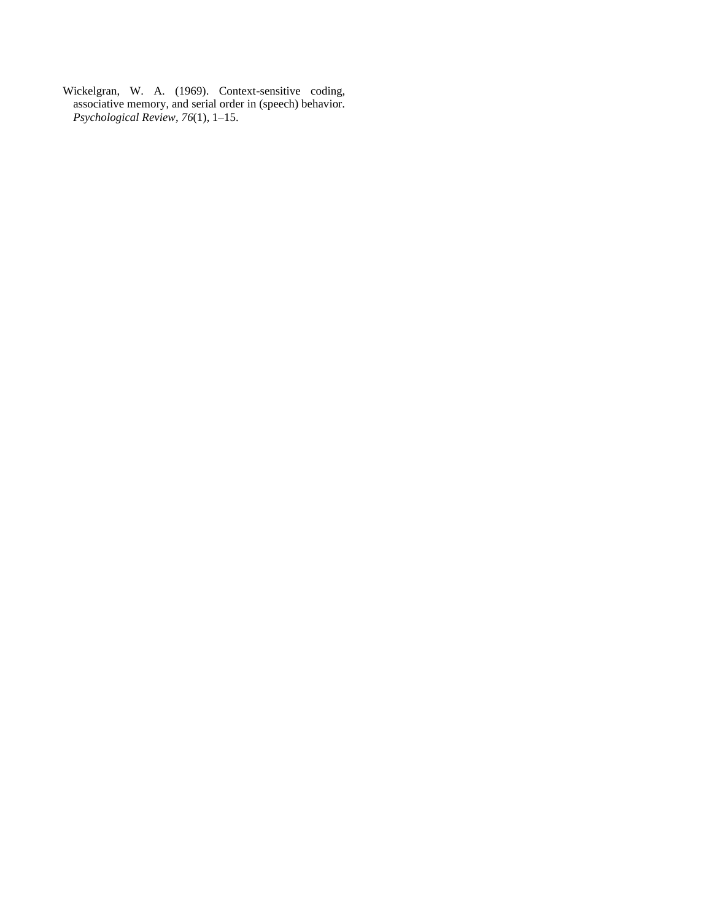Wickelgran, W. A. (1969). Context-sensitive coding, associative memory, and serial order in (speech) behavior. *Psychological Review*, *76*(1), 1–15.